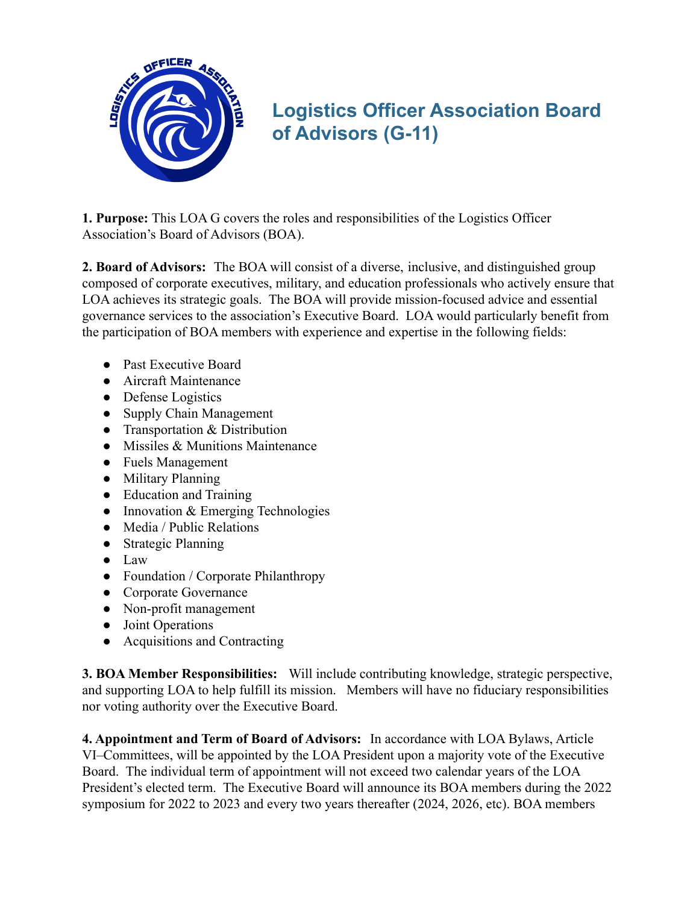# Logistics Officer Association Board of Advisors (G-11)

**1. Purpose:** This LOA G covers the roles and responsibilities of the Logistics Officer Association's Board of Advisors (BOA).

**2. Board of Advisors:** The BOA will consist of a diverse, inclusive, and distinguished group composed of corporate executives, military, and education professionals who actively ensure that LOA achieves its strategic goals. The BOA will provide mission-focused advice and essential governance services to the association's Executive Board. LOA would particularly benefit from the participation of BOA members with experience and expertise in the following fields:

- Past Executive Board
- Aircraft Maintenance
- Defense Logistics
- Supply Chain Management
- Transportation & Distribution
- Missiles & Munitions Maintenance
- Fuels Management
- Military Planning
- Education and Training
- Innovation & Emerging Technologies
- Media / Public Relations
- Strategic Planning
- Law
- Foundation / Corporate Philanthropy
- Corporate Governance
- Non-profit management
- Joint Operations
- Acquisitions and Contracting

**3. BOA Member Responsibilities:** Will include contributing knowledge, strategic perspective, and supporting LOA to help fulfill its mission. Members will have no fiduciary responsibilities nor voting authority over the Executive Board.

**4. Appointment and Term of Board of Advisors:** In accordance with LOA Bylaws, Article VI–Committees, will be appointed by the LOA President upon a majority vote of the Executive Board. The individual term of appointment will not exceed two calendar years of the LOA President's elected term. The Executive Board will announce its BOA members during the 2022 symposium for 2022 to 2023 and every two years thereafter (2024, 2026, etc). BOA members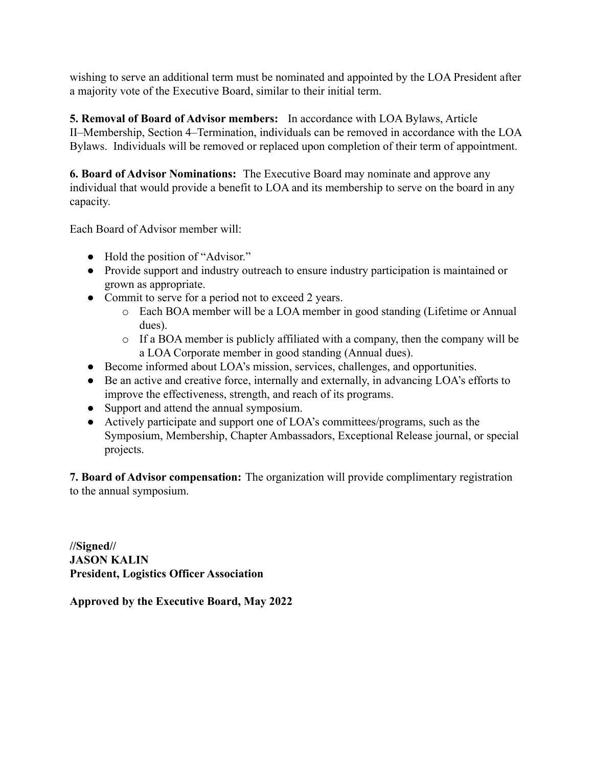wishing to serve an additional term must be nominated and appointed by the LOA President after a majority vote of the Executive Board, similar to their initial term.

**5. Removal of Board of Advisor members:** In accordance with LOA Bylaws, Article II–Membership, Section 4–Termination, individuals can be removed in accordance with the LOA Bylaws. Individuals will be removed or replaced upon completion of their term of appointment.

**6. Board of Advisor Nominations:** The Executive Board may nominate and approve any individual that would provide a benefit to LOA and its membership to serve on the board in any capacity.

Each Board of Advisor member will:

- Hold the position of "Advisor."
- Provide support and industry outreach to ensure industry participation is maintained or grown as appropriate.
- Commit to serve for a period not to exceed 2 years.
    - Each BOA member will be a LOA member in good standing (Lifetime or Annual dues).
    - If a BOA member is publicly affiliated with a company, then the company will be a LOA Corporate member in good standing (Annual dues).
- Become informed about LOA's mission, services, challenges, and opportunities.
- Be an active and creative force, internally and externally, in advancing LOA's efforts to improve the effectiveness, strength, and reach of its programs.
- Support and attend the annual symposium.
- Actively participate and support one of LOA's committees/programs, such as the Symposium, Membership, Chapter Ambassadors, Exceptional Release journal, or special projects.

**7. Board of Advisor compensation:** The organization will provide complimentary registration to the annual symposium.

**//Signed//**
**JASON KALIN**
**President, Logistics Officer Association**

**Approved by the Executive Board, May 2022**